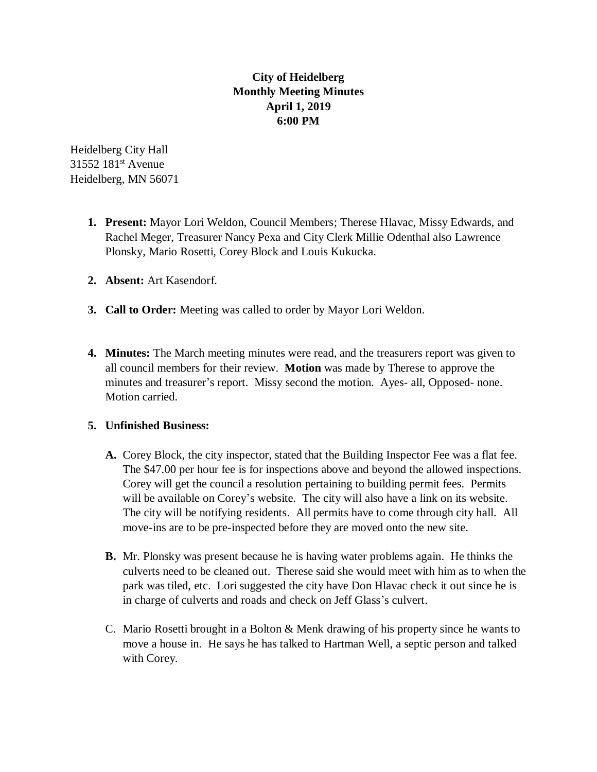**City of Heidelberg**
**Monthly Meeting Minutes**
**April 1, 2019**
**6:00 PM**

Heidelberg City Hall
31552 181st Avenue
Heidelberg, MN 56071

1. **Present:** Mayor Lori Weldon, Council Members; Therese Hlavac, Missy Edwards, and Rachel Meger, Treasurer Nancy Pexa and City Clerk Millie Odenthal also Lawrence Plonsky, Mario Rosetti, Corey Block and Louis Kukucka.

2. **Absent:** Art Kasendorf.

3. **Call to Order:** Meeting was called to order by Mayor Lori Weldon.

4. **Minutes:** The March meeting minutes were read, and the treasurers report was given to all council members for their review. **Motion** was made by Therese to approve the minutes and treasurer's report. Missy second the motion. Ayes- all, Opposed- none. Motion carried.

5. **Unfinished Business:**

   **A.** Corey Block, the city inspector, stated that the Building Inspector Fee was a flat fee. The $47.00 per hour fee is for inspections above and beyond the allowed inspections. Corey will get the council a resolution pertaining to building permit fees. Permits will be available on Corey's website. The city will also have a link on its website. The city will be notifying residents. All permits have to come through city hall. All move-ins are to be pre-inspected before they are moved onto the new site.

   **B.** Mr. Plonsky was present because he is having water problems again. He thinks the culverts need to be cleaned out. Therese said she would meet with him as to when the park was tiled, etc. Lori suggested the city have Don Hlavac check it out since he is in charge of culverts and roads and check on Jeff Glass's culvert.

   C. Mario Rosetti brought in a Bolton & Menk drawing of his property since he wants to move a house in. He says he has talked to Hartman Well, a septic person and talked with Corey.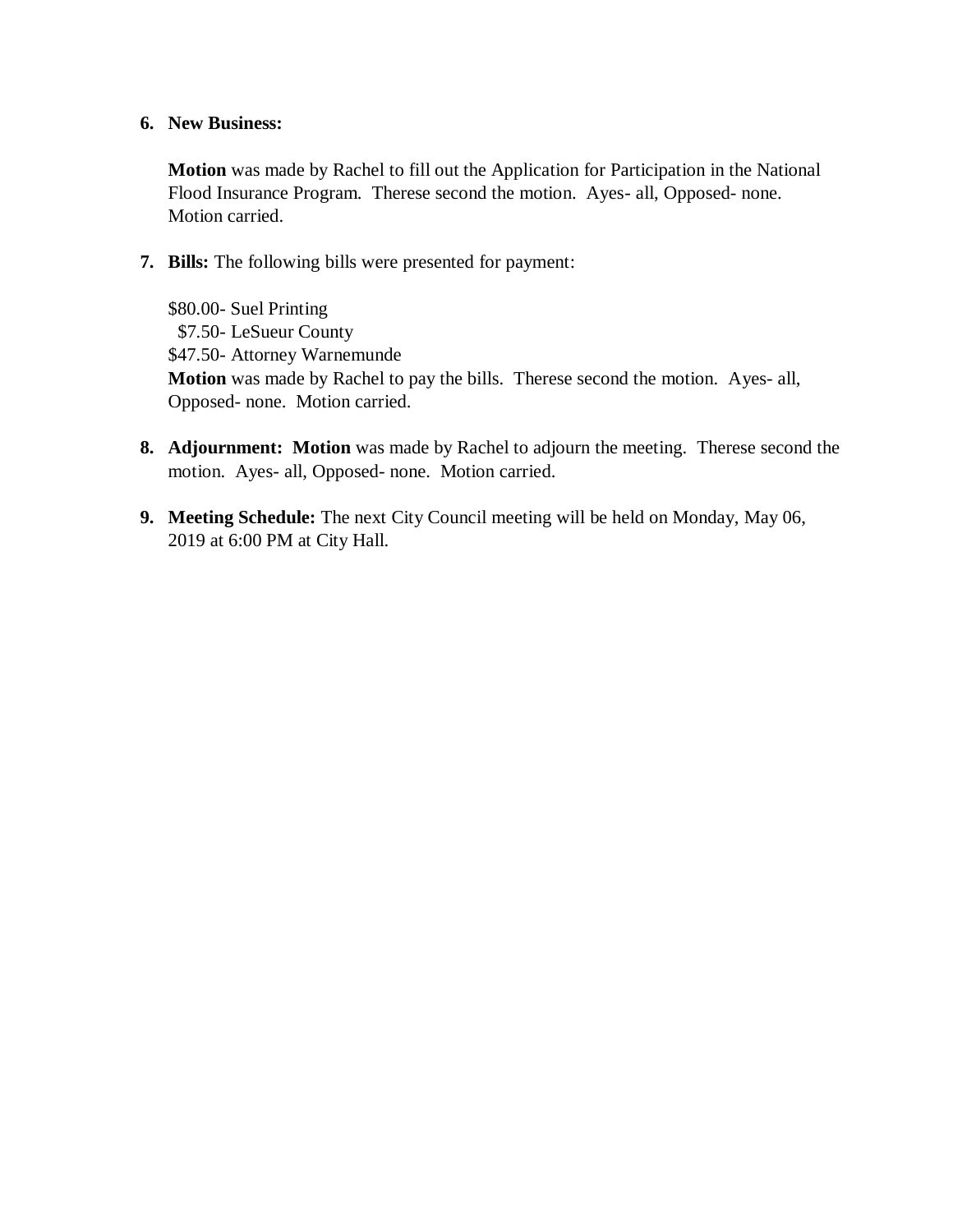6. **New Business:**

   **Motion** was made by Rachel to fill out the Application for Participation in the National Flood Insurance Program. Therese second the motion. Ayes- all, Opposed- none. Motion carried.

7. **Bills:** The following bills were presented for payment:

   $80.00- Suel Printing
   $7.50- LeSueur County
   $47.50- Attorney Warnemunde
   **Motion** was made by Rachel to pay the bills. Therese second the motion. Ayes- all, Opposed- none. Motion carried.

8. **Adjournment: Motion** was made by Rachel to adjourn the meeting. Therese second the motion. Ayes- all, Opposed- none. Motion carried.

9. **Meeting Schedule:** The next City Council meeting will be held on Monday, May 06, 2019 at 6:00 PM at City Hall.